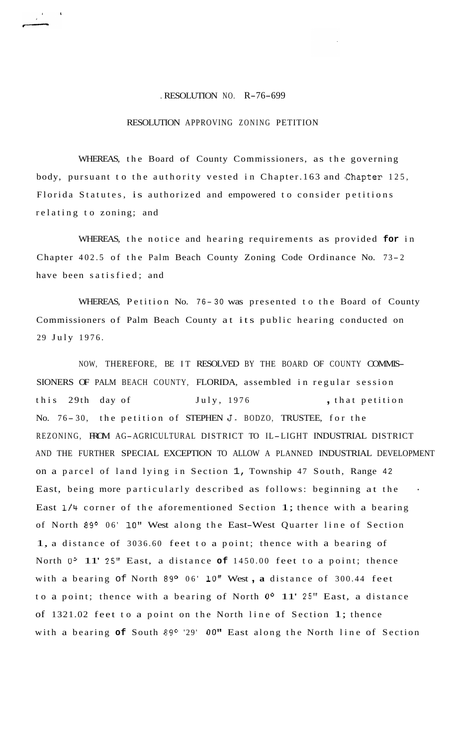RESOLUTION NO. R-76-699

RESOLUTION APPROVING ZONING PETITION

WHEREAS, the Board of County Commissioners, as the governing body, pursuant to the authority vested in Chapter 163 and Chapter 125, Florida Statutes, is authorized and empowered to consider petitions relating to zoning; and

WHEREAS, the notice and hearing requirements as provided for in Chapter 402.5 of the Palm Beach County Zoning Code Ordinance No. 73-2 have been satisfied; and

WHEREAS, Petition No. 76-30 was presented to the Board of County Commissioners of Palm Beach County at its public hearing conducted on 29 July 1976.

NOW, THEREFORE, BE IT RESOLVED BY THE BOARD OF COUNTY COMMISSIONERS OF PALM BEACH COUNTY, FLORIDA, assembled in regular session this 29th day of July, 1976, that petition No. 76-30, the petition of STEPHEN J. BODZO, TRUSTEE, for the REZONING, FROM AG-AGRICULTURAL DISTRICT TO IL-LIGHT INDUSTRIAL DISTRICT AND THE FURTHER SPECIAL EXCEPTION TO ALLOW A PLANNED INDUSTRIAL DEVELOPMENT on a parcel of land lying in Section 1, Township 47 South, Range 42 East, being more particularly described as follows: beginning at the East 1/4 corner of the aforementioned Section 1; thence with a bearing of North 89° 06' 10" West along the East-West Quarter line of Section 1, a distance of 3036.60 feet to a point; thence with a bearing of North 0° 11' 25" East, a distance of 1450.00 feet to a point; thence with a bearing of North 89° 06' 10" West, a distance of 300.44 feet to a point; thence with a bearing of North 0° 11' 25" East, a distance of 1321.02 feet to a point on the North line of Section 1; thence with a bearing of South 89° 29' 00" East along the North line of Section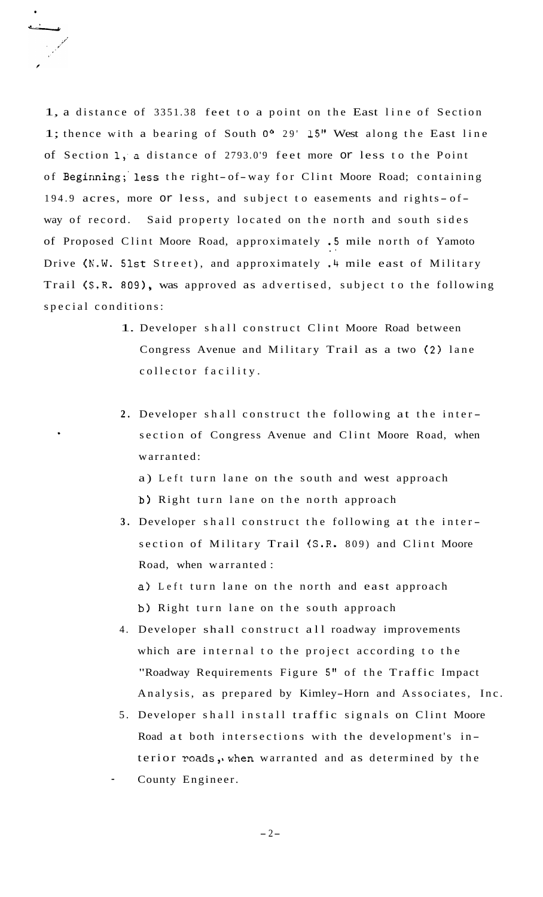1, a distance of 3351.38 feet to a point on the East line of Section 1; thence with a bearing of South 0° 29' 15" West along the East line of Section 1, a distance of 2793.09 feet more or less to the Point of Beginning; less the right-of-way for Clint Moore Road; containing 194.9 acres, more or less, and subject to easements and rights-of-way of record. Said property located on the north and south sides of Proposed Clint Moore Road, approximately .5 mile north of Yamoto Drive (N.W. 51st Street), and approximately .4 mile east of Military Trail (S.R. 809), was approved as advertised, subject to the following special conditions:

1. Developer shall construct Clint Moore Road between Congress Avenue and Military Trail as a two (2) lane collector facility.

2. Developer shall construct the following at the intersection of Congress Avenue and Clint Moore Road, when warranted:

   a) Left turn lane on the south and west approach

   b) Right turn lane on the north approach

3. Developer shall construct the following at the intersection of Military Trail (S.R. 809) and Clint Moore Road, when warranted:

   a) Left turn lane on the north and east approach

   b) Right turn lane on the south approach

4. Developer shall construct all roadway improvements which are internal to the project according to the "Roadway Requirements Figure 5" of the Traffic Impact Analysis, as prepared by Kimley-Horn and Associates, Inc.

5. Developer shall install traffic signals on Clint Moore Road at both intersections with the development's interior roads, when warranted and as determined by the County Engineer.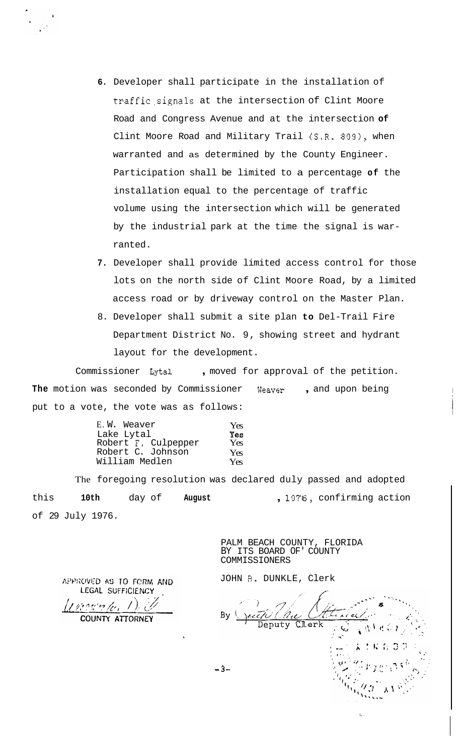6. Developer shall participate in the installation of traffic signals at the intersection of Clint Moore Road and Congress Avenue and at the intersection of Clint Moore Road and Military Trail (S.R. 809), when warranted and as determined by the County Engineer. Participation shall be limited to a percentage of the installation equal to the percentage of traffic volume using the intersection which will be generated by the industrial park at the time the signal is warranted.

7. Developer shall provide limited access control for those lots on the north side of Clint Moore Road, by a limited access road or by driveway control on the Master Plan.

8. Developer shall submit a site plan to Del-Trail Fire Department District No. 9, showing street and hydrant layout for the development.

Commissioner Lytal, moved for approval of the petition. The motion was seconded by Commissioner Weaver, and upon being put to a vote, the vote was as follows:

| | |
|---|---|
| E. W. Weaver | Yes |
| Lake Lytal | Yes |
| Robert F. Culpepper | Yes |
| Robert C. Johnson | Yes |
| William Medlen | Yes |

The foregoing resolution was declared duly passed and adopted this 10th day of August, 1976, confirming action of 29 July 1976.

PALM BEACH COUNTY, FLORIDA
BY ITS BOARD OF COUNTY COMMISSIONERS

JOHN B. DUNKLE, Clerk

By ______________________
Deputy Clerk

APPROVED AS TO FORM AND LEGAL SUFFICIENCY

______________________
COUNTY ATTORNEY